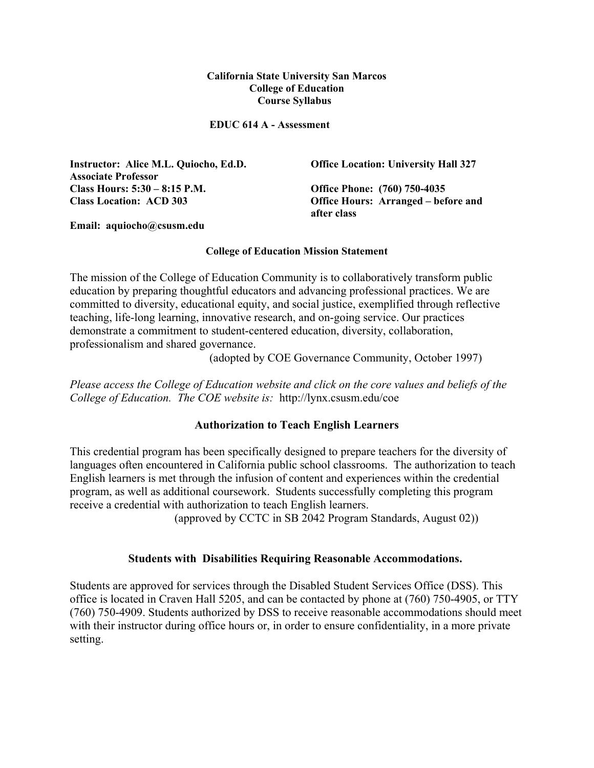**California State University San Marcos**
**College of Education**
**Course Syllabus**

**EDUC 614 A - Assessment**

**Instructor: Alice M.L. Quiocho, Ed.D.**
**Associate Professor**
**Class Hours: 5:30 – 8:15 P.M.**
**Class Location: ACD 303**

**Email: aquiocho@csusm.edu**

**Office Location: University Hall 327**

**Office Phone: (760) 750-4035**
**Office Hours: Arranged – before and after class**

## College of Education Mission Statement

The mission of the College of Education Community is to collaboratively transform public education by preparing thoughtful educators and advancing professional practices. We are committed to diversity, educational equity, and social justice, exemplified through reflective teaching, life-long learning, innovative research, and on-going service. Our practices demonstrate a commitment to student-centered education, diversity, collaboration, professionalism and shared governance.

(adopted by COE Governance Community, October 1997)

*Please access the College of Education website and click on the core values and beliefs of the College of Education. The COE website is:* http://lynx.csusm.edu/coe

## Authorization to Teach English Learners

This credential program has been specifically designed to prepare teachers for the diversity of languages often encountered in California public school classrooms. The authorization to teach English learners is met through the infusion of content and experiences within the credential program, as well as additional coursework. Students successfully completing this program receive a credential with authorization to teach English learners.

(approved by CCTC in SB 2042 Program Standards, August 02))

## Students with Disabilities Requiring Reasonable Accommodations.

Students are approved for services through the Disabled Student Services Office (DSS). This office is located in Craven Hall 5205, and can be contacted by phone at (760) 750-4905, or TTY (760) 750-4909. Students authorized by DSS to receive reasonable accommodations should meet with their instructor during office hours or, in order to ensure confidentiality, in a more private setting.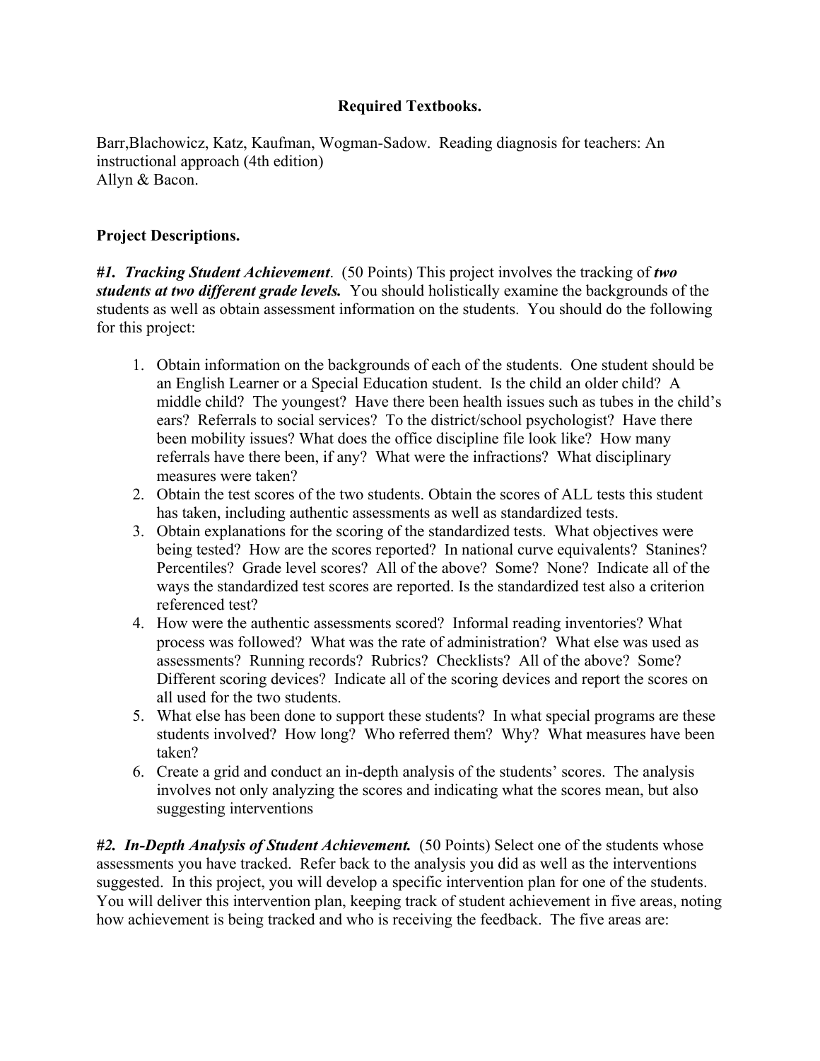**Required Textbooks.**

Barr,Blachowicz, Katz, Kaufman, Wogman-Sadow. Reading diagnosis for teachers: An instructional approach (4th edition)
Allyn & Bacon.

**Project Descriptions.**

***#1. Tracking Student Achievement***. (50 Points) This project involves the tracking of ***two students at two different grade levels.*** You should holistically examine the backgrounds of the students as well as obtain assessment information on the students. You should do the following for this project:

1. Obtain information on the backgrounds of each of the students. One student should be an English Learner or a Special Education student. Is the child an older child? A middle child? The youngest? Have there been health issues such as tubes in the child's ears? Referrals to social services? To the district/school psychologist? Have there been mobility issues? What does the office discipline file look like? How many referrals have there been, if any? What were the infractions? What disciplinary measures were taken?
2. Obtain the test scores of the two students. Obtain the scores of ALL tests this student has taken, including authentic assessments as well as standardized tests.
3. Obtain explanations for the scoring of the standardized tests. What objectives were being tested? How are the scores reported? In national curve equivalents? Stanines? Percentiles? Grade level scores? All of the above? Some? None? Indicate all of the ways the standardized test scores are reported. Is the standardized test also a criterion referenced test?
4. How were the authentic assessments scored? Informal reading inventories? What process was followed? What was the rate of administration? What else was used as assessments? Running records? Rubrics? Checklists? All of the above? Some? Different scoring devices? Indicate all of the scoring devices and report the scores on all used for the two students.
5. What else has been done to support these students? In what special programs are these students involved? How long? Who referred them? Why? What measures have been taken?
6. Create a grid and conduct an in-depth analysis of the students' scores. The analysis involves not only analyzing the scores and indicating what the scores mean, but also suggesting interventions

***#2. In-Depth Analysis of Student Achievement.*** (50 Points) Select one of the students whose assessments you have tracked. Refer back to the analysis you did as well as the interventions suggested. In this project, you will develop a specific intervention plan for one of the students. You will deliver this intervention plan, keeping track of student achievement in five areas, noting how achievement is being tracked and who is receiving the feedback. The five areas are: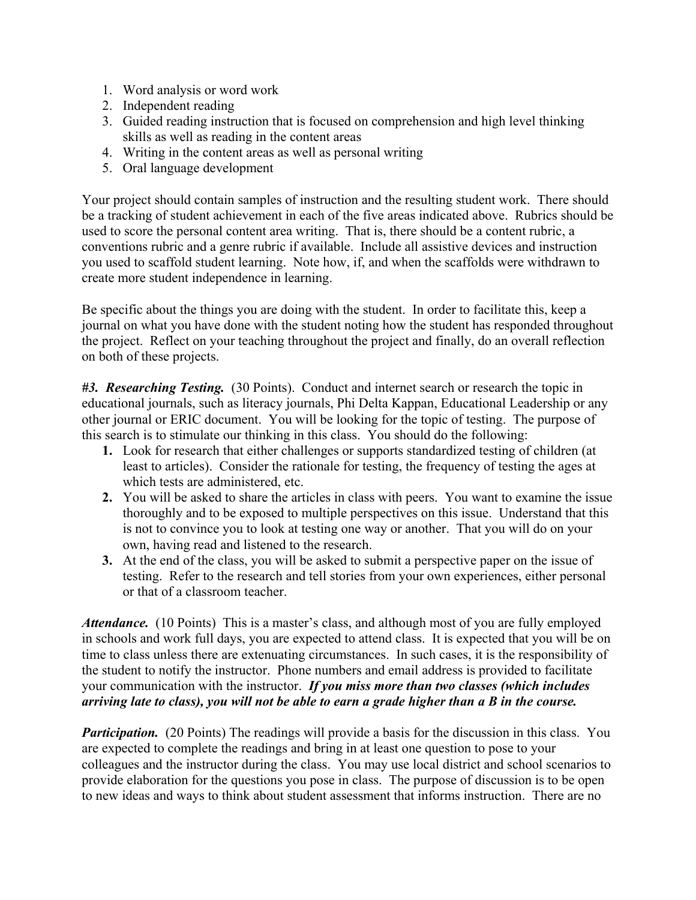1. Word analysis or word work
2. Independent reading
3. Guided reading instruction that is focused on comprehension and high level thinking skills as well as reading in the content areas
4. Writing in the content areas as well as personal writing
5. Oral language development

Your project should contain samples of instruction and the resulting student work. There should be a tracking of student achievement in each of the five areas indicated above. Rubrics should be used to score the personal content area writing. That is, there should be a content rubric, a conventions rubric and a genre rubric if available. Include all assistive devices and instruction you used to scaffold student learning. Note how, if, and when the scaffolds were withdrawn to create more student independence in learning.

Be specific about the things you are doing with the student. In order to facilitate this, keep a journal on what you have done with the student noting how the student has responded throughout the project. Reflect on your teaching throughout the project and finally, do an overall reflection on both of these projects.

***#3. Researching Testing.*** (30 Points). Conduct and internet search or research the topic in educational journals, such as literacy journals, Phi Delta Kappan, Educational Leadership or any other journal or ERIC document. You will be looking for the topic of testing. The purpose of this search is to stimulate our thinking in this class. You should do the following:

1. Look for research that either challenges or supports standardized testing of children (at least to articles). Consider the rationale for testing, the frequency of testing the ages at which tests are administered, etc.
2. You will be asked to share the articles in class with peers. You want to examine the issue thoroughly and to be exposed to multiple perspectives on this issue. Understand that this is not to convince you to look at testing one way or another. That you will do on your own, having read and listened to the research.
3. At the end of the class, you will be asked to submit a perspective paper on the issue of testing. Refer to the research and tell stories from your own experiences, either personal or that of a classroom teacher.

***Attendance.*** (10 Points) This is a master's class, and although most of you are fully employed in schools and work full days, you are expected to attend class. It is expected that you will be on time to class unless there are extenuating circumstances. In such cases, it is the responsibility of the student to notify the instructor. Phone numbers and email address is provided to facilitate your communication with the instructor. ***If you miss more than two classes (which includes arriving late to class), you will not be able to earn a grade higher than a B in the course.***

***Participation.*** (20 Points) The readings will provide a basis for the discussion in this class. You are expected to complete the readings and bring in at least one question to pose to your colleagues and the instructor during the class. You may use local district and school scenarios to provide elaboration for the questions you pose in class. The purpose of discussion is to be open to new ideas and ways to think about student assessment that informs instruction. There are no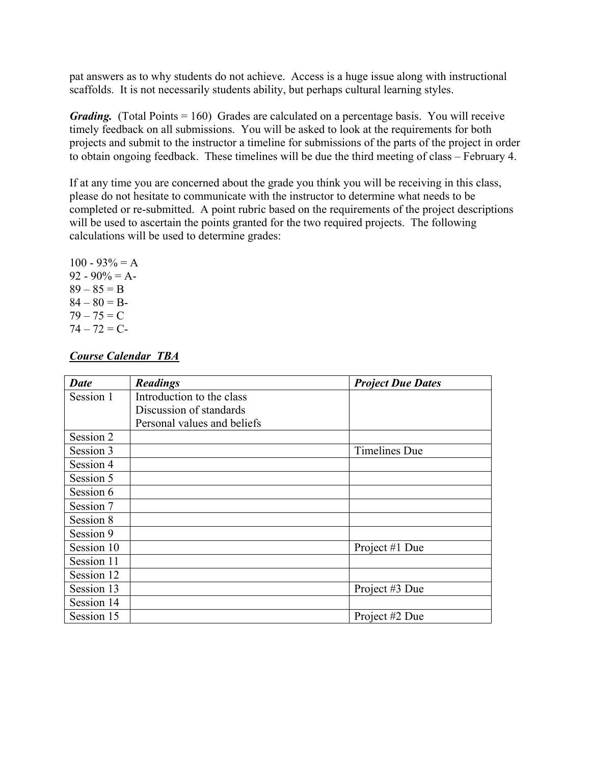pat answers as to why students do not achieve. Access is a huge issue along with instructional scaffolds. It is not necessarily students ability, but perhaps cultural learning styles.

***Grading.*** (Total Points = 160) Grades are calculated on a percentage basis. You will receive timely feedback on all submissions. You will be asked to look at the requirements for both projects and submit to the instructor a timeline for submissions of the parts of the project in order to obtain ongoing feedback. These timelines will be due the third meeting of class – February 4.

If at any time you are concerned about the grade you think you will be receiving in this class, please do not hesitate to communicate with the instructor to determine what needs to be completed or re-submitted. A point rubric based on the requirements of the project descriptions will be used to ascertain the points granted for the two required projects. The following calculations will be used to determine grades:

100 - 93% = A  
92 - 90% = A-  
89 – 85 = B  
84 – 80 = B-  
79 – 75 = C  
74 – 72 = C-

***<u>Course Calendar TBA</u>***

| ***Date*** | ***Readings*** | ***Project Due Dates*** |
|---|---|---|
| Session 1 | Introduction to the class<br>Discussion of standards<br>Personal values and beliefs | |
| Session 2 | | |
| Session 3 | | Timelines Due |
| Session 4 | | |
| Session 5 | | |
| Session 6 | | |
| Session 7 | | |
| Session 8 | | |
| Session 9 | | |
| Session 10 | | Project #1 Due |
| Session 11 | | |
| Session 12 | | |
| Session 13 | | Project #3 Due |
| Session 14 | | |
| Session 15 | | Project #2 Due |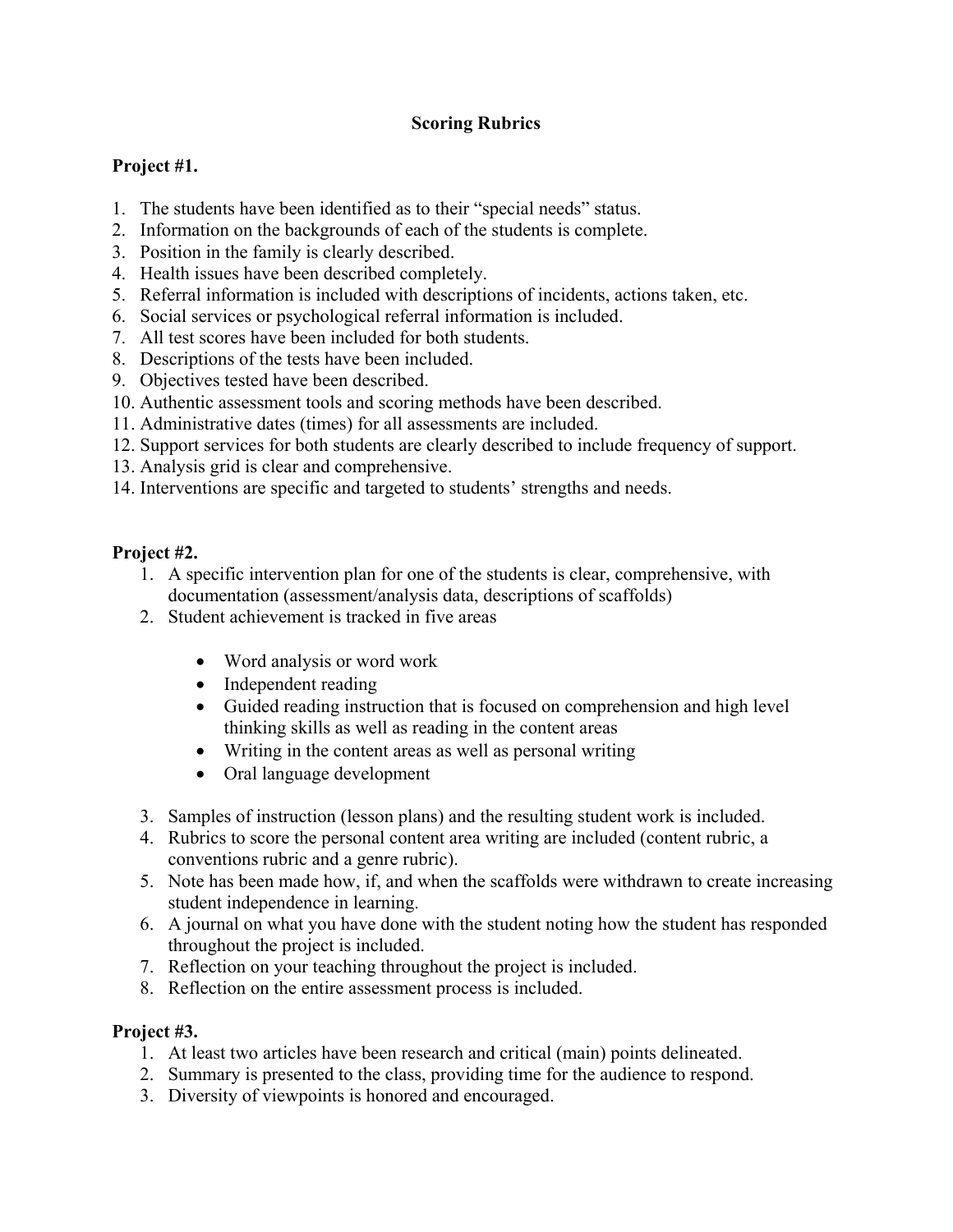# Scoring Rubrics

**Project #1.**

1. The students have been identified as to their "special needs" status.
2. Information on the backgrounds of each of the students is complete.
3. Position in the family is clearly described.
4. Health issues have been described completely.
5. Referral information is included with descriptions of incidents, actions taken, etc.
6. Social services or psychological referral information is included.
7. All test scores have been included for both students.
8. Descriptions of the tests have been included.
9. Objectives tested have been described.
10. Authentic assessment tools and scoring methods have been described.
11. Administrative dates (times) for all assessments are included.
12. Support services for both students are clearly described to include frequency of support.
13. Analysis grid is clear and comprehensive.
14. Interventions are specific and targeted to students' strengths and needs.

**Project #2.**

1. A specific intervention plan for one of the students is clear, comprehensive, with documentation (assessment/analysis data, descriptions of scaffolds)
2. Student achievement is tracked in five areas
   - Word analysis or word work
   - Independent reading
   - Guided reading instruction that is focused on comprehension and high level thinking skills as well as reading in the content areas
   - Writing in the content areas as well as personal writing
   - Oral language development
3. Samples of instruction (lesson plans) and the resulting student work is included.
4. Rubrics to score the personal content area writing are included (content rubric, a conventions rubric and a genre rubric).
5. Note has been made how, if, and when the scaffolds were withdrawn to create increasing student independence in learning.
6. A journal on what you have done with the student noting how the student has responded throughout the project is included.
7. Reflection on your teaching throughout the project is included.
8. Reflection on the entire assessment process is included.

**Project #3.**

1. At least two articles have been research and critical (main) points delineated.
2. Summary is presented to the class, providing time for the audience to respond.
3. Diversity of viewpoints is honored and encouraged.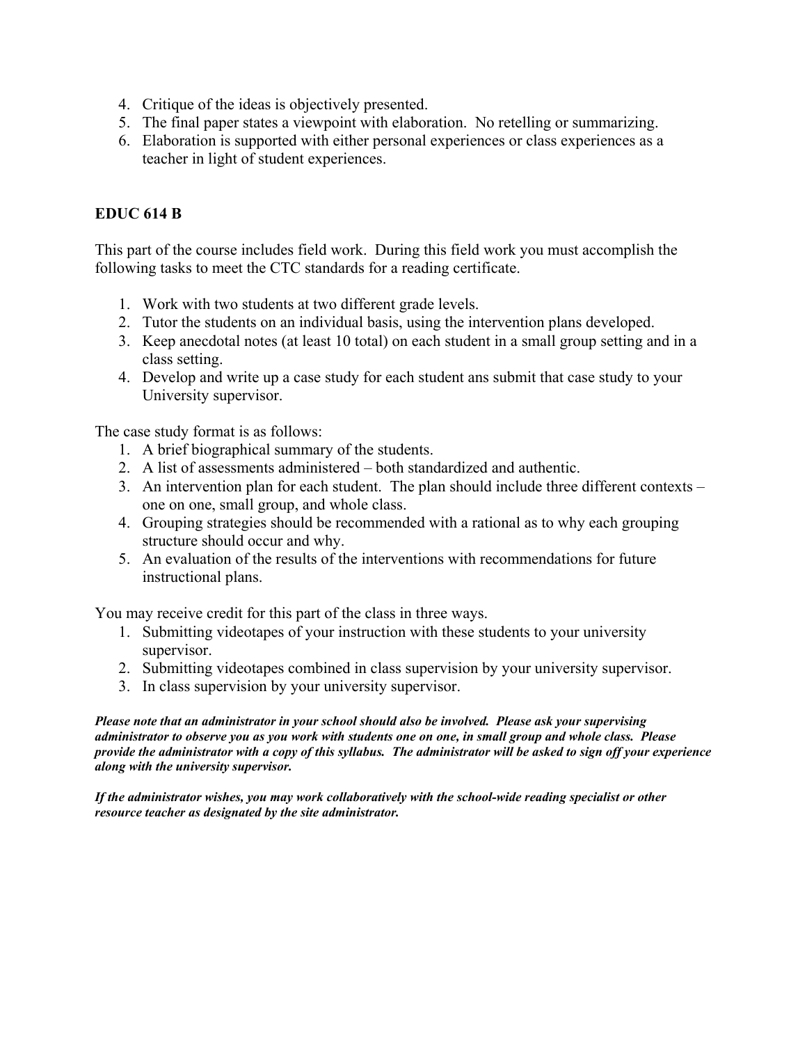4. Critique of the ideas is objectively presented.
5. The final paper states a viewpoint with elaboration. No retelling or summarizing.
6. Elaboration is supported with either personal experiences or class experiences as a teacher in light of student experiences.

**EDUC 614 B**

This part of the course includes field work. During this field work you must accomplish the following tasks to meet the CTC standards for a reading certificate.

1. Work with two students at two different grade levels.
2. Tutor the students on an individual basis, using the intervention plans developed.
3. Keep anecdotal notes (at least 10 total) on each student in a small group setting and in a class setting.
4. Develop and write up a case study for each student ans submit that case study to your University supervisor.

The case study format is as follows:

1. A brief biographical summary of the students.
2. A list of assessments administered – both standardized and authentic.
3. An intervention plan for each student. The plan should include three different contexts – one on one, small group, and whole class.
4. Grouping strategies should be recommended with a rational as to why each grouping structure should occur and why.
5. An evaluation of the results of the interventions with recommendations for future instructional plans.

You may receive credit for this part of the class in three ways.

1. Submitting videotapes of your instruction with these students to your university supervisor.
2. Submitting videotapes combined in class supervision by your university supervisor.
3. In class supervision by your university supervisor.

***Please note that an administrator in your school should also be involved. Please ask your supervising administrator to observe you as you work with students one on one, in small group and whole class. Please provide the administrator with a copy of this syllabus. The administrator will be asked to sign off your experience along with the university supervisor.***

***If the administrator wishes, you may work collaboratively with the school-wide reading specialist or other resource teacher as designated by the site administrator.***